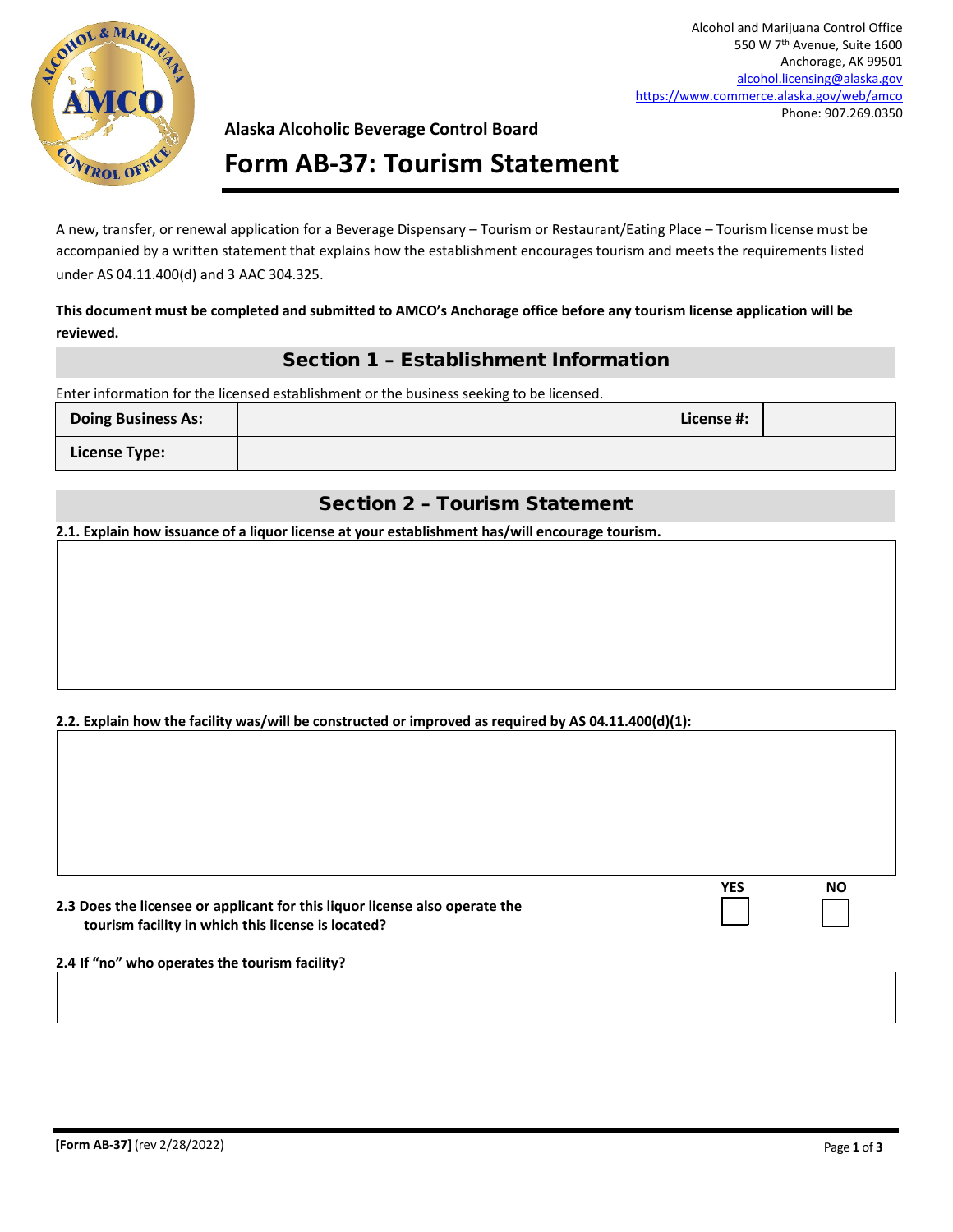Alcohol and Marijuana Control Office
550 W 7th Avenue, Suite 1600
Anchorage, AK 99501
alcohol.licensing@alaska.gov
https://www.commerce.alaska.gov/web/amco
Phone: 907.269.0350

**Alaska Alcoholic Beverage Control Board**

# Form AB-37: Tourism Statement

A new, transfer, or renewal application for a Beverage Dispensary – Tourism or Restaurant/Eating Place – Tourism license must be accompanied by a written statement that explains how the establishment encourages tourism and meets the requirements listed under AS 04.11.400(d) and 3 AAC 304.325.

**This document must be completed and submitted to AMCO's Anchorage office before any tourism license application will be reviewed.**

## Section 1 – Establishment Information

Enter information for the licensed establishment or the business seeking to be licensed.

| **Doing Business As:** | | **License #:** | |
|---|---|---|---|
| **License Type:** | | | |

## Section 2 – Tourism Statement

**2.1. Explain how issuance of a liquor license at your establishment has/will encourage tourism.**

**2.2. Explain how the facility was/will be constructed or improved as required by AS 04.11.400(d)(1):**

| | YES | NO |
|---|---|---|
| **2.3 Does the licensee or applicant for this liquor license also operate the tourism facility in which this license is located?** | ☐ | ☐ |

**2.4 If "no" who operates the tourism facility?**

**[Form AB-37]** (rev 2/28/2022)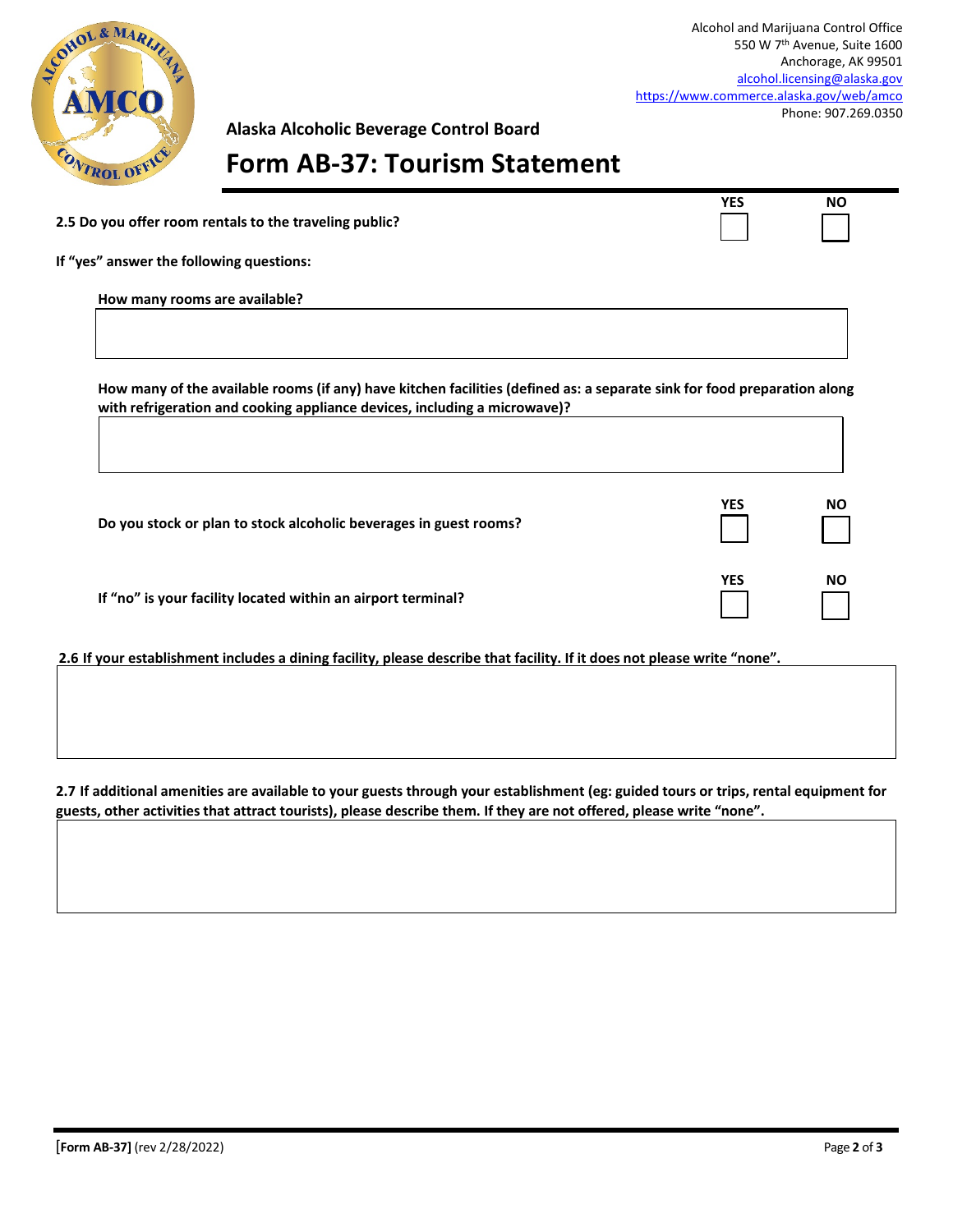Alcohol and Marijuana Control Office
550 W 7th Avenue, Suite 1600
Anchorage, AK 99501
alcohol.licensing@alaska.gov
https://www.commerce.alaska.gov/web/amco
Phone: 907.269.0350

**Alaska Alcoholic Beverage Control Board**

# Form AB-37: Tourism Statement

| | YES | NO |
|---|---|---|
| **2.5 Do you offer room rentals to the traveling public?** | ☐ | ☐ |

**If "yes" answer the following questions:**

**How many rooms are available?**

**How many of the available rooms (if any) have kitchen facilities (defined as: a separate sink for food preparation along with refrigeration and cooking appliance devices, including a microwave)?**

| | YES | NO |
|---|---|---|
| **Do you stock or plan to stock alcoholic beverages in guest rooms?** | ☐ | ☐ |
| **If "no" is your facility located within an airport terminal?** | ☐ | ☐ |

**2.6 If your establishment includes a dining facility, please describe that facility. If it does not please write "none".**

**2.7 If additional amenities are available to your guests through your establishment (eg: guided tours or trips, rental equipment for guests, other activities that attract tourists), please describe them. If they are not offered, please write "none".**

**[Form AB-37]** (rev 2/28/2022)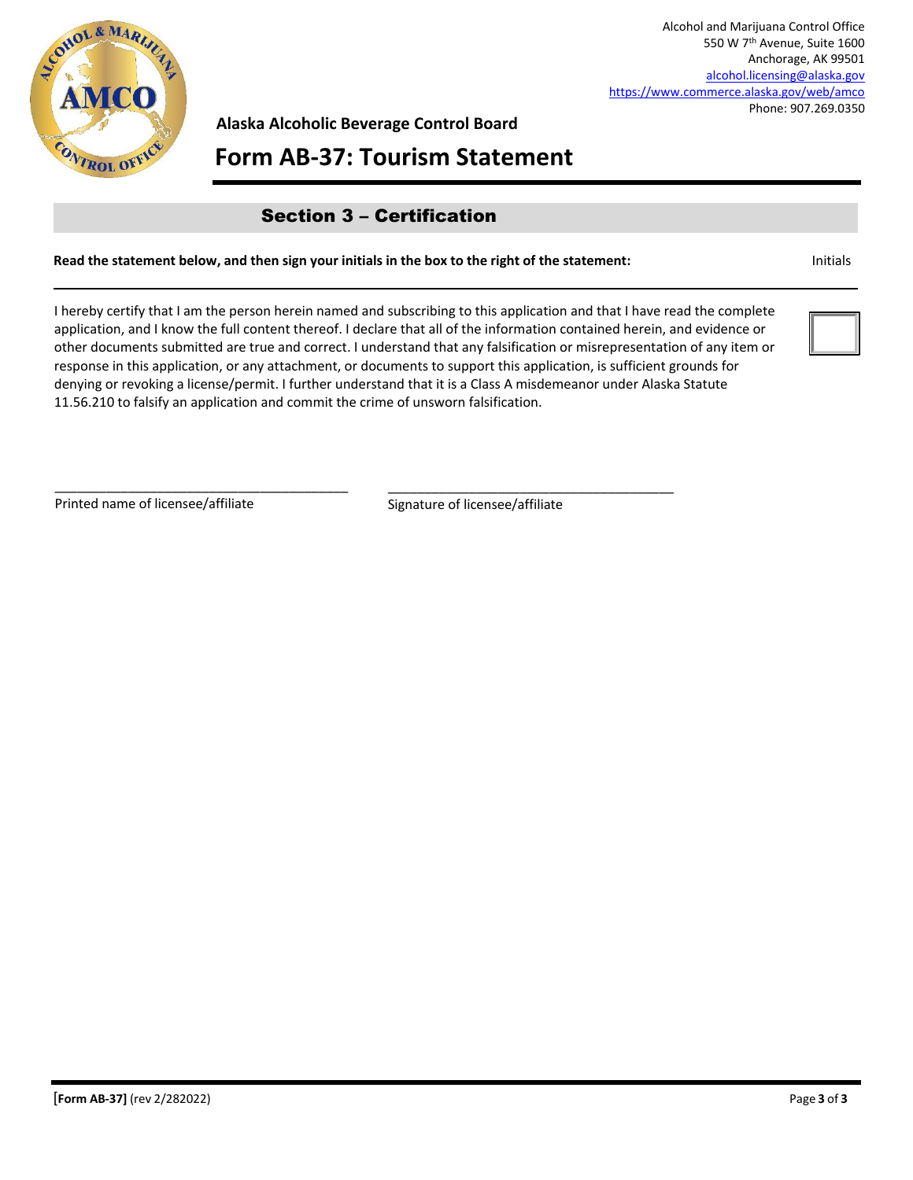Alcohol and Marijuana Control Office
550 W 7th Avenue, Suite 1600
Anchorage, AK 99501
alcohol.licensing@alaska.gov
https://www.commerce.alaska.gov/web/amco
Phone: 907.269.0350

**Alaska Alcoholic Beverage Control Board**

# Form AB-37: Tourism Statement

## Section 3 – Certification

**Read the statement below, and then sign your initials in the box to the right of the statement:** Initials

I hereby certify that I am the person herein named and subscribing to this application and that I have read the complete application, and I know the full content thereof. I declare that all of the information contained herein, and evidence or other documents submitted are true and correct. I understand that any falsification or misrepresentation of any item or response in this application, or any attachment, or documents to support this application, is sufficient grounds for denying or revoking a license/permit. I further understand that it is a Class A misdemeanor under Alaska Statute 11.56.210 to falsify an application and commit the crime of unsworn falsification.

\_\_\_\_\_\_\_\_\_\_\_\_\_\_\_\_\_\_\_\_\_\_\_\_\_\_\_\_\_\_\_\_\_\_\_\_\_\_\_\_
Printed name of licensee/affiliate

\_\_\_\_\_\_\_\_\_\_\_\_\_\_\_\_\_\_\_\_\_\_\_\_\_\_\_\_\_\_\_\_\_\_\_\_\_\_\_\_
Signature of licensee/affiliate

[Form AB-37] (rev 2/282022)